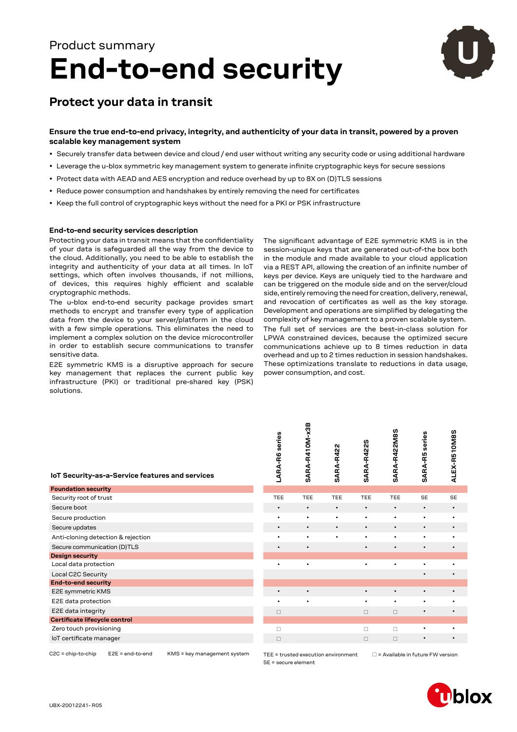Product summary

# End-to-end security

## Protect your data in transit

**Ensure the true end-to-end privacy, integrity, and authenticity of your data in transit, powered by a proven scalable key management system**

- Securely transfer data between device and cloud / end user without writing any security code or using additional hardware
- Leverage the u-blox symmetric key management system to generate infinite cryptographic keys for secure sessions
- Protect data with AEAD and AES encryption and reduce overhead by up to 8X on (D)TLS sessions
- Reduce power consumption and handshakes by entirely removing the need for certificates
- Keep the full control of cryptographic keys without the need for a PKI or PSK infrastructure

### End-to-end security services description

Protecting your data in transit means that the confidentiality of your data is safeguarded all the way from the device to the cloud. Additionally, you need to be able to establish the integrity and authenticity of your data at all times. In IoT settings, which often involves thousands, if not millions, of devices, this requires highly efficient and scalable cryptographic methods.

The u-blox end-to-end security package provides smart methods to encrypt and transfer every type of application data from the device to your server/platform in the cloud with a few simple operations. This eliminates the need to implement a complex solution on the device microcontroller in order to establish secure communications to transfer sensitive data.

E2E symmetric KMS is a disruptive approach for secure key management that replaces the current public key infrastructure (PKI) or traditional pre-shared key (PSK) solutions.

The significant advantage of E2E symmetric KMS is in the session-unique keys that are generated out-of-the box both in the module and made available to your cloud application via a REST API, allowing the creation of an infinite number of keys per device. Keys are uniquely tied to the hardware and can be triggered on the module side and on the server/cloud side, entirely removing the need for creation, delivery, renewal, and revocation of certificates as well as the key storage. Development and operations are simplified by delegating the complexity of key management to a proven scalable system.

The full set of services are the best-in-class solution for LPWA constrained devices, because the optimized secure communications achieve up to 8 times reduction in data overhead and up to 2 times reduction in session handshakes. These optimizations translate to reductions in data usage, power consumption, and cost.

| IoT Security-as-a-Service features and services | LARA-R6 series | SARA-R410M-x3B | SARA-R422 | SARA-R422S | SARA-R422M8S | SARA-R5 series | ALEX-R510M8S |
|---|---|---|---|---|---|---|---|
| **Foundation security** | | | | | | | |
| Security root of trust | TEE | TEE | TEE | TEE | TEE | SE | SE |
| Secure boot | • | • | • | • | • | • | • |
| Secure production | • | • | • | • | • | • | • |
| Secure updates | • | • | • | • | • | • | • |
| Anti-cloning detection & rejection | • | • | • | • | • | • | • |
| Secure communication (D)TLS | • | • | | • | • | • | • |
| **Design security** | | | | | | | |
| Local data protection | • | • | | • | • | • | • |
| Local C2C Security | | | | | | • | • |
| **End-to-end security** | | | | | | | |
| E2E symmetric KMS | • | • | | • | • | • | • |
| E2E data protection | • | • | | • | • | • | • |
| E2E data integrity | □ | | | □ | □ | • | • |
| **Certificate lifecycle control** | | | | | | | |
| Zero touch provisioning | □ | | | □ | □ | • | • |
| IoT certificate manager | □ | | | □ | □ | • | • |

C2C = chip-to-chip E2E = end-to-end KMS = key management system

TEE = trusted execution environment □ = Available in future FW version
SE = secure element

UBX-20012241- R05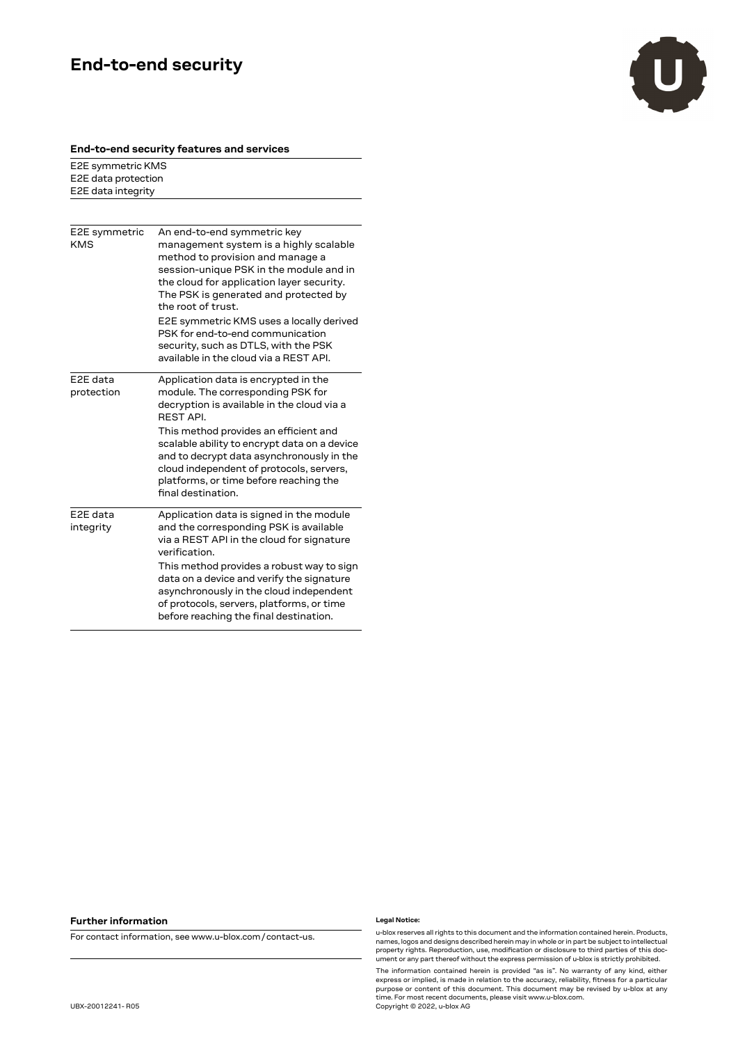# End-to-end security

**End-to-end security features and services**

E2E symmetric KMS
E2E data protection
E2E data integrity

| | |
|---|---|
| E2E symmetric KMS | An end-to-end symmetric key management system is a highly scalable method to provision and manage a session-unique PSK in the module and in the cloud for application layer security. The PSK is generated and protected by the root of trust.<br><br>E2E symmetric KMS uses a locally derived PSK for end-to-end communication security, such as DTLS, with the PSK available in the cloud via a REST API. |
| E2E data protection | Application data is encrypted in the module. The corresponding PSK for decryption is available in the cloud via a REST API.<br><br>This method provides an efficient and scalable ability to encrypt data on a device and to decrypt data asynchronously in the cloud independent of protocols, servers, platforms, or time before reaching the final destination. |
| E2E data integrity | Application data is signed in the module and the corresponding PSK is available via a REST API in the cloud for signature verification.<br><br>This method provides a robust way to sign data on a device and verify the signature asynchronously in the cloud independent of protocols, servers, platforms, or time before reaching the final destination. |

**Further information**

For contact information, see www.u-blox.com/contact-us.

UBX-20012241- R05

**Legal Notice:**

u-blox reserves all rights to this document and the information contained herein. Products, names, logos and designs described herein may in whole or in part be subject to intellectual property rights. Reproduction, use, modification or disclosure to third parties of this document or any part thereof without the express permission of u-blox is strictly prohibited.

The information contained herein is provided "as is". No warranty of any kind, either express or implied, is made in relation to the accuracy, reliability, fitness for a particular purpose or content of this document. This document may be revised by u-blox at any time. For most recent documents, please visit www.u-blox.com.

Copyright © 2022, u-blox AG